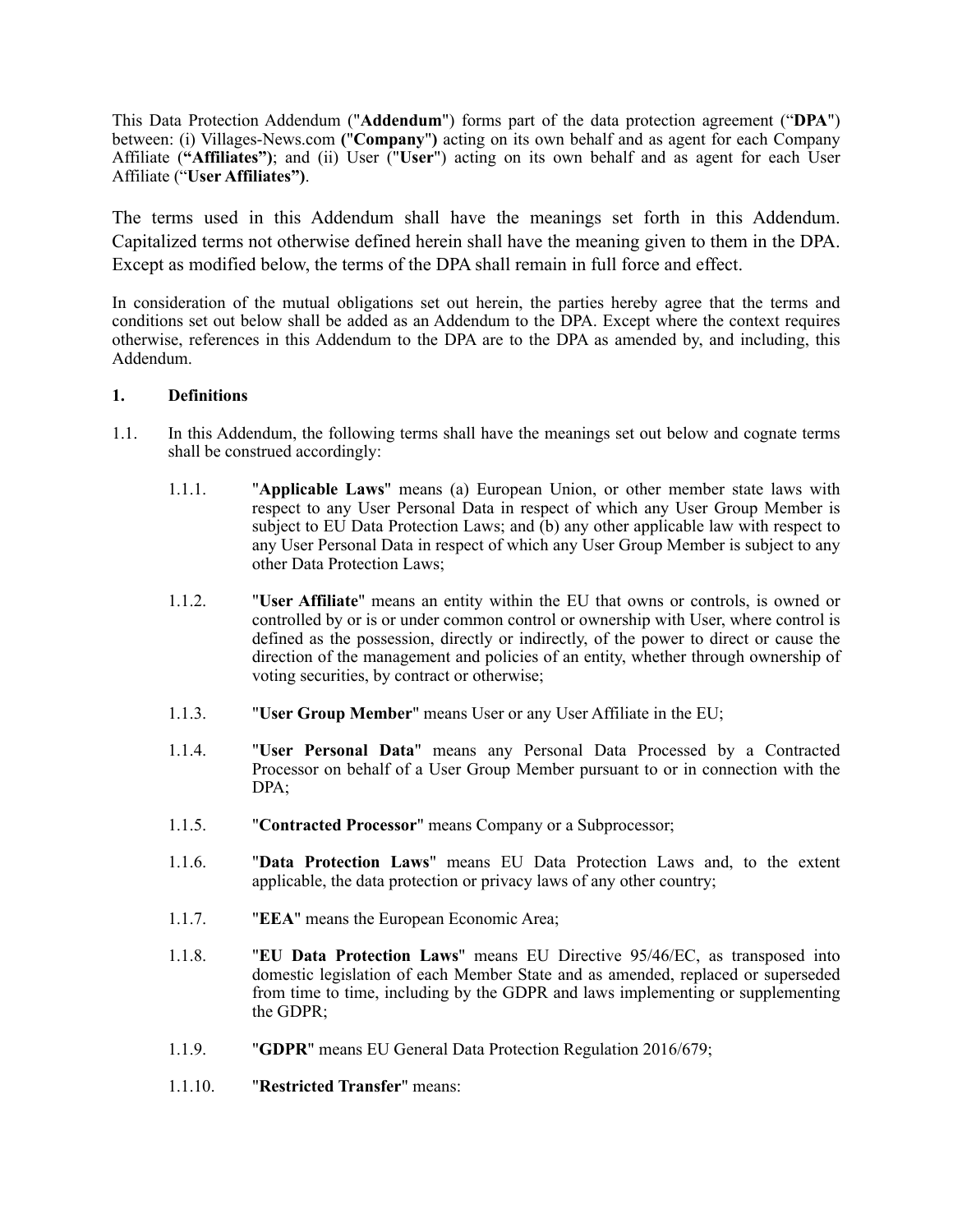This Data Protection Addendum ("**Addendum**") forms part of the data protection agreement ("**DPA**") between: (i) Villages-News.com **("Company")** acting on its own behalf and as agent for each Company Affiliate (**"Affiliates")**; and (ii) User ("**User**") acting on its own behalf and as agent for each User Affiliate ("**User Affiliates")**.

The terms used in this Addendum shall have the meanings set forth in this Addendum. Capitalized terms not otherwise defined herein shall have the meaning given to them in the DPA. Except as modified below, the terms of the DPA shall remain in full force and effect.

In consideration of the mutual obligations set out herein, the parties hereby agree that the terms and conditions set out below shall be added as an Addendum to the DPA. Except where the context requires otherwise, references in this Addendum to the DPA are to the DPA as amended by, and including, this Addendum.

**1. Definitions**

1.1. In this Addendum, the following terms shall have the meanings set out below and cognate terms shall be construed accordingly:

1.1.1. "**Applicable Laws**" means (a) European Union, or other member state laws with respect to any User Personal Data in respect of which any User Group Member is subject to EU Data Protection Laws; and (b) any other applicable law with respect to any User Personal Data in respect of which any User Group Member is subject to any other Data Protection Laws;

1.1.2. "**User Affiliate**" means an entity within the EU that owns or controls, is owned or controlled by or is or under common control or ownership with User, where control is defined as the possession, directly or indirectly, of the power to direct or cause the direction of the management and policies of an entity, whether through ownership of voting securities, by contract or otherwise;

1.1.3. "**User Group Member**" means User or any User Affiliate in the EU;

1.1.4. "**User Personal Data**" means any Personal Data Processed by a Contracted Processor on behalf of a User Group Member pursuant to or in connection with the DPA;

1.1.5. "**Contracted Processor**" means Company or a Subprocessor;

1.1.6. "**Data Protection Laws**" means EU Data Protection Laws and, to the extent applicable, the data protection or privacy laws of any other country;

1.1.7. "**EEA**" means the European Economic Area;

1.1.8. "**EU Data Protection Laws**" means EU Directive 95/46/EC, as transposed into domestic legislation of each Member State and as amended, replaced or superseded from time to time, including by the GDPR and laws implementing or supplementing the GDPR;

1.1.9. "**GDPR**" means EU General Data Protection Regulation 2016/679;

1.1.10. "**Restricted Transfer**" means: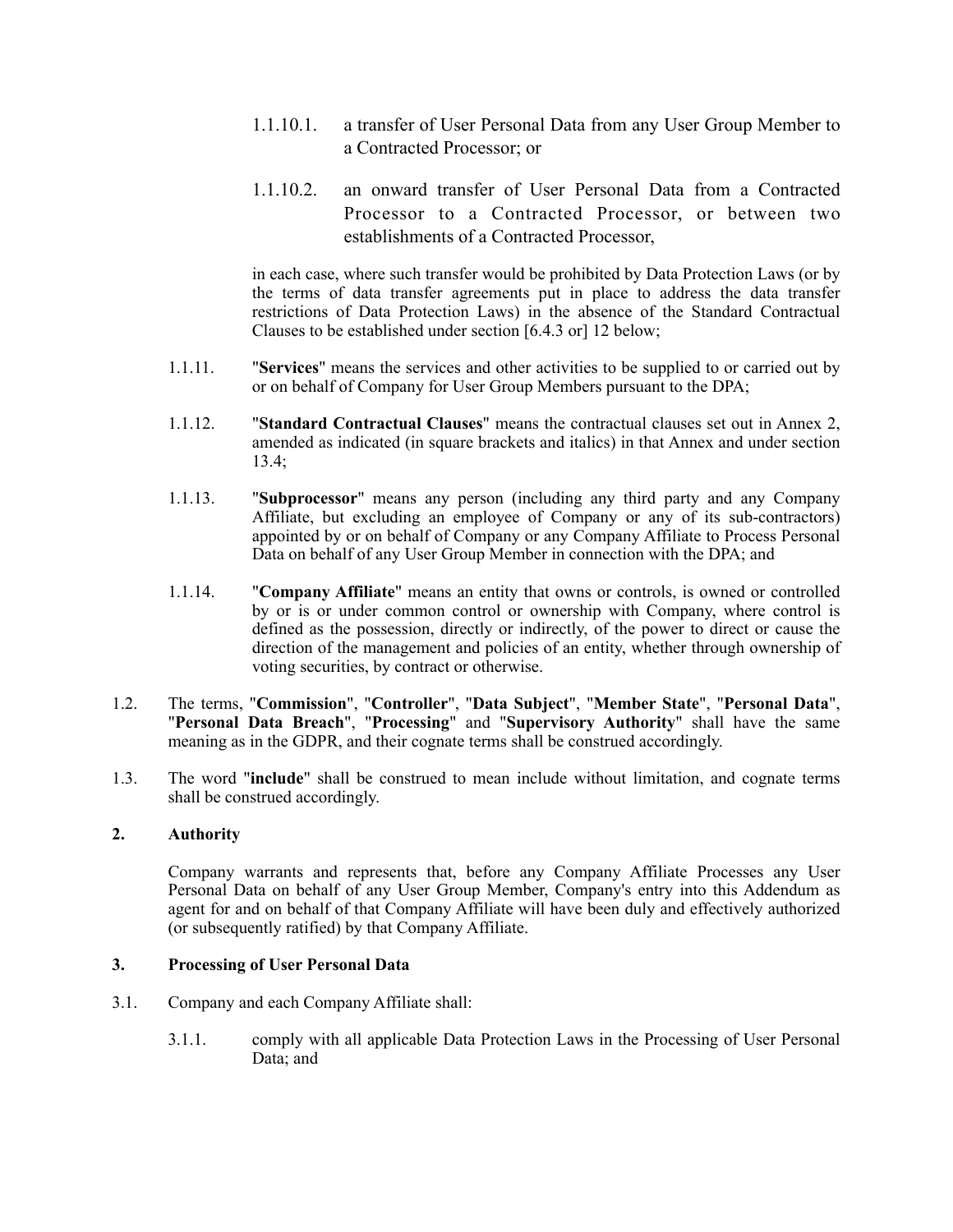1.1.10.1. a transfer of User Personal Data from any User Group Member to a Contracted Processor; or

1.1.10.2. an onward transfer of User Personal Data from a Contracted Processor to a Contracted Processor, or between two establishments of a Contracted Processor,

in each case, where such transfer would be prohibited by Data Protection Laws (or by the terms of data transfer agreements put in place to address the data transfer restrictions of Data Protection Laws) in the absence of the Standard Contractual Clauses to be established under section [6.4.3 or] 12 below;

1.1.11. "**Services**" means the services and other activities to be supplied to or carried out by or on behalf of Company for User Group Members pursuant to the DPA;

1.1.12. "**Standard Contractual Clauses**" means the contractual clauses set out in Annex 2, amended as indicated (in square brackets and italics) in that Annex and under section 13.4;

1.1.13. "**Subprocessor**" means any person (including any third party and any Company Affiliate, but excluding an employee of Company or any of its sub-contractors) appointed by or on behalf of Company or any Company Affiliate to Process Personal Data on behalf of any User Group Member in connection with the DPA; and

1.1.14. "**Company Affiliate**" means an entity that owns or controls, is owned or controlled by or is or under common control or ownership with Company, where control is defined as the possession, directly or indirectly, of the power to direct or cause the direction of the management and policies of an entity, whether through ownership of voting securities, by contract or otherwise.

1.2. The terms, "**Commission**", "**Controller**", "**Data Subject**", "**Member State**", "**Personal Data**", "**Personal Data Breach**", "**Processing**" and "**Supervisory Authority**" shall have the same meaning as in the GDPR, and their cognate terms shall be construed accordingly.

1.3. The word "**include**" shall be construed to mean include without limitation, and cognate terms shall be construed accordingly.

## 2. Authority

Company warrants and represents that, before any Company Affiliate Processes any User Personal Data on behalf of any User Group Member, Company's entry into this Addendum as agent for and on behalf of that Company Affiliate will have been duly and effectively authorized (or subsequently ratified) by that Company Affiliate.

## 3. Processing of User Personal Data

3.1. Company and each Company Affiliate shall:

3.1.1. comply with all applicable Data Protection Laws in the Processing of User Personal Data; and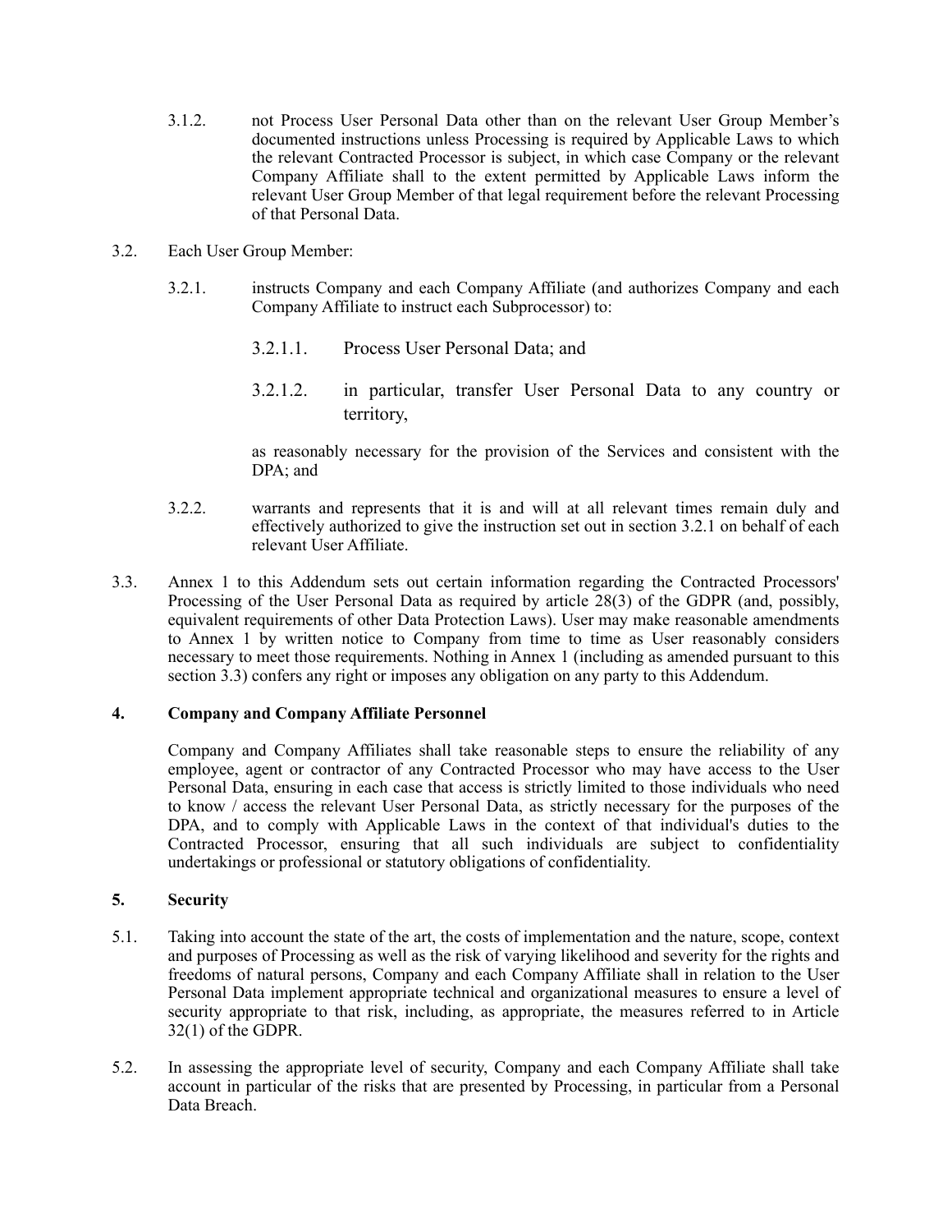3.1.2. not Process User Personal Data other than on the relevant User Group Member's documented instructions unless Processing is required by Applicable Laws to which the relevant Contracted Processor is subject, in which case Company or the relevant Company Affiliate shall to the extent permitted by Applicable Laws inform the relevant User Group Member of that legal requirement before the relevant Processing of that Personal Data.

3.2. Each User Group Member:

3.2.1. instructs Company and each Company Affiliate (and authorizes Company and each Company Affiliate to instruct each Subprocessor) to:

3.2.1.1. Process User Personal Data; and

3.2.1.2. in particular, transfer User Personal Data to any country or territory,

as reasonably necessary for the provision of the Services and consistent with the DPA; and

3.2.2. warrants and represents that it is and will at all relevant times remain duly and effectively authorized to give the instruction set out in section 3.2.1 on behalf of each relevant User Affiliate.

3.3. Annex 1 to this Addendum sets out certain information regarding the Contracted Processors' Processing of the User Personal Data as required by article 28(3) of the GDPR (and, possibly, equivalent requirements of other Data Protection Laws). User may make reasonable amendments to Annex 1 by written notice to Company from time to time as User reasonably considers necessary to meet those requirements. Nothing in Annex 1 (including as amended pursuant to this section 3.3) confers any right or imposes any obligation on any party to this Addendum.

**4. Company and Company Affiliate Personnel**

Company and Company Affiliates shall take reasonable steps to ensure the reliability of any employee, agent or contractor of any Contracted Processor who may have access to the User Personal Data, ensuring in each case that access is strictly limited to those individuals who need to know / access the relevant User Personal Data, as strictly necessary for the purposes of the DPA, and to comply with Applicable Laws in the context of that individual's duties to the Contracted Processor, ensuring that all such individuals are subject to confidentiality undertakings or professional or statutory obligations of confidentiality.

**5. Security**

5.1. Taking into account the state of the art, the costs of implementation and the nature, scope, context and purposes of Processing as well as the risk of varying likelihood and severity for the rights and freedoms of natural persons, Company and each Company Affiliate shall in relation to the User Personal Data implement appropriate technical and organizational measures to ensure a level of security appropriate to that risk, including, as appropriate, the measures referred to in Article 32(1) of the GDPR.

5.2. In assessing the appropriate level of security, Company and each Company Affiliate shall take account in particular of the risks that are presented by Processing, in particular from a Personal Data Breach.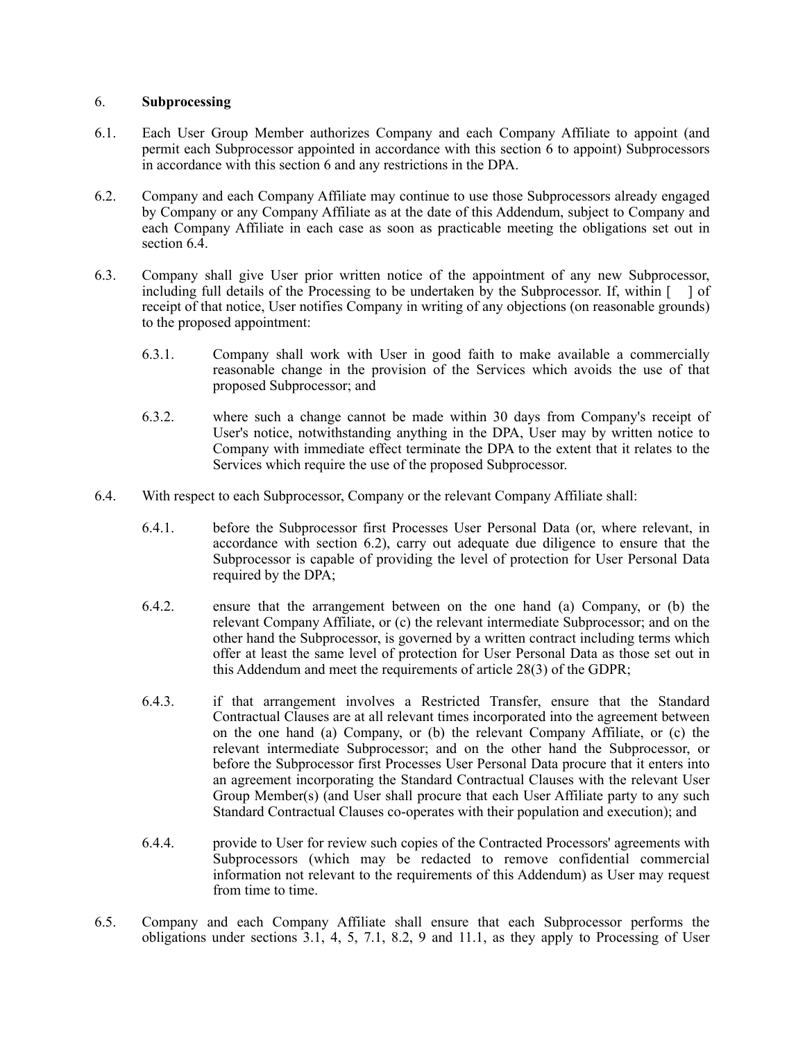## 6. **Subprocessing**

6.1. Each User Group Member authorizes Company and each Company Affiliate to appoint (and permit each Subprocessor appointed in accordance with this section 6 to appoint) Subprocessors in accordance with this section 6 and any restrictions in the DPA.

6.2. Company and each Company Affiliate may continue to use those Subprocessors already engaged by Company or any Company Affiliate as at the date of this Addendum, subject to Company and each Company Affiliate in each case as soon as practicable meeting the obligations set out in section 6.4.

6.3. Company shall give User prior written notice of the appointment of any new Subprocessor, including full details of the Processing to be undertaken by the Subprocessor. If, within [ ] of receipt of that notice, User notifies Company in writing of any objections (on reasonable grounds) to the proposed appointment:

6.3.1. Company shall work with User in good faith to make available a commercially reasonable change in the provision of the Services which avoids the use of that proposed Subprocessor; and

6.3.2. where such a change cannot be made within 30 days from Company's receipt of User's notice, notwithstanding anything in the DPA, User may by written notice to Company with immediate effect terminate the DPA to the extent that it relates to the Services which require the use of the proposed Subprocessor.

6.4. With respect to each Subprocessor, Company or the relevant Company Affiliate shall:

6.4.1. before the Subprocessor first Processes User Personal Data (or, where relevant, in accordance with section 6.2), carry out adequate due diligence to ensure that the Subprocessor is capable of providing the level of protection for User Personal Data required by the DPA;

6.4.2. ensure that the arrangement between on the one hand (a) Company, or (b) the relevant Company Affiliate, or (c) the relevant intermediate Subprocessor; and on the other hand the Subprocessor, is governed by a written contract including terms which offer at least the same level of protection for User Personal Data as those set out in this Addendum and meet the requirements of article 28(3) of the GDPR;

6.4.3. if that arrangement involves a Restricted Transfer, ensure that the Standard Contractual Clauses are at all relevant times incorporated into the agreement between on the one hand (a) Company, or (b) the relevant Company Affiliate, or (c) the relevant intermediate Subprocessor; and on the other hand the Subprocessor, or before the Subprocessor first Processes User Personal Data procure that it enters into an agreement incorporating the Standard Contractual Clauses with the relevant User Group Member(s) (and User shall procure that each User Affiliate party to any such Standard Contractual Clauses co-operates with their population and execution); and

6.4.4. provide to User for review such copies of the Contracted Processors' agreements with Subprocessors (which may be redacted to remove confidential commercial information not relevant to the requirements of this Addendum) as User may request from time to time.

6.5. Company and each Company Affiliate shall ensure that each Subprocessor performs the obligations under sections 3.1, 4, 5, 7.1, 8.2, 9 and 11.1, as they apply to Processing of User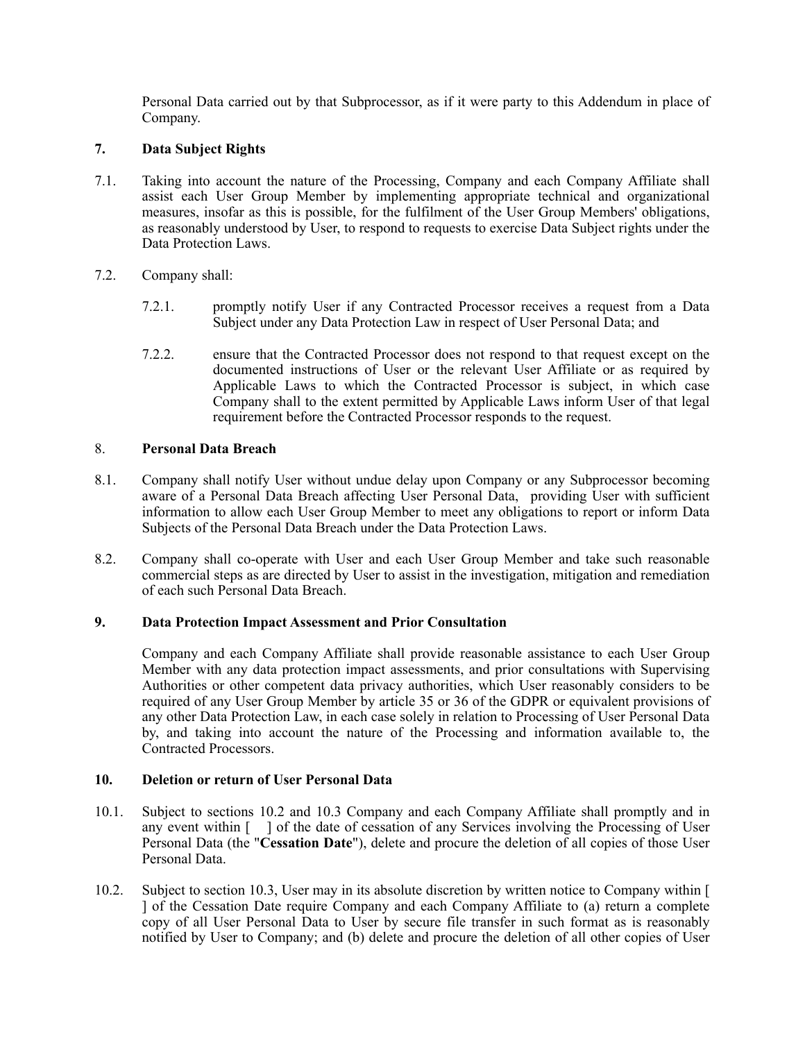Personal Data carried out by that Subprocessor, as if it were party to this Addendum in place of Company.

**7. Data Subject Rights**

7.1. Taking into account the nature of the Processing, Company and each Company Affiliate shall assist each User Group Member by implementing appropriate technical and organizational measures, insofar as this is possible, for the fulfilment of the User Group Members' obligations, as reasonably understood by User, to respond to requests to exercise Data Subject rights under the Data Protection Laws.

7.2. Company shall:

7.2.1. promptly notify User if any Contracted Processor receives a request from a Data Subject under any Data Protection Law in respect of User Personal Data; and

7.2.2. ensure that the Contracted Processor does not respond to that request except on the documented instructions of User or the relevant User Affiliate or as required by Applicable Laws to which the Contracted Processor is subject, in which case Company shall to the extent permitted by Applicable Laws inform User of that legal requirement before the Contracted Processor responds to the request.

8. **Personal Data Breach**

8.1. Company shall notify User without undue delay upon Company or any Subprocessor becoming aware of a Personal Data Breach affecting User Personal Data, providing User with sufficient information to allow each User Group Member to meet any obligations to report or inform Data Subjects of the Personal Data Breach under the Data Protection Laws.

8.2. Company shall co-operate with User and each User Group Member and take such reasonable commercial steps as are directed by User to assist in the investigation, mitigation and remediation of each such Personal Data Breach.

**9. Data Protection Impact Assessment and Prior Consultation**

Company and each Company Affiliate shall provide reasonable assistance to each User Group Member with any data protection impact assessments, and prior consultations with Supervising Authorities or other competent data privacy authorities, which User reasonably considers to be required of any User Group Member by article 35 or 36 of the GDPR or equivalent provisions of any other Data Protection Law, in each case solely in relation to Processing of User Personal Data by, and taking into account the nature of the Processing and information available to, the Contracted Processors.

**10. Deletion or return of User Personal Data**

10.1. Subject to sections 10.2 and 10.3 Company and each Company Affiliate shall promptly and in any event within [ ] of the date of cessation of any Services involving the Processing of User Personal Data (the "**Cessation Date**"), delete and procure the deletion of all copies of those User Personal Data.

10.2. Subject to section 10.3, User may in its absolute discretion by written notice to Company within [ ] of the Cessation Date require Company and each Company Affiliate to (a) return a complete copy of all User Personal Data to User by secure file transfer in such format as is reasonably notified by User to Company; and (b) delete and procure the deletion of all other copies of User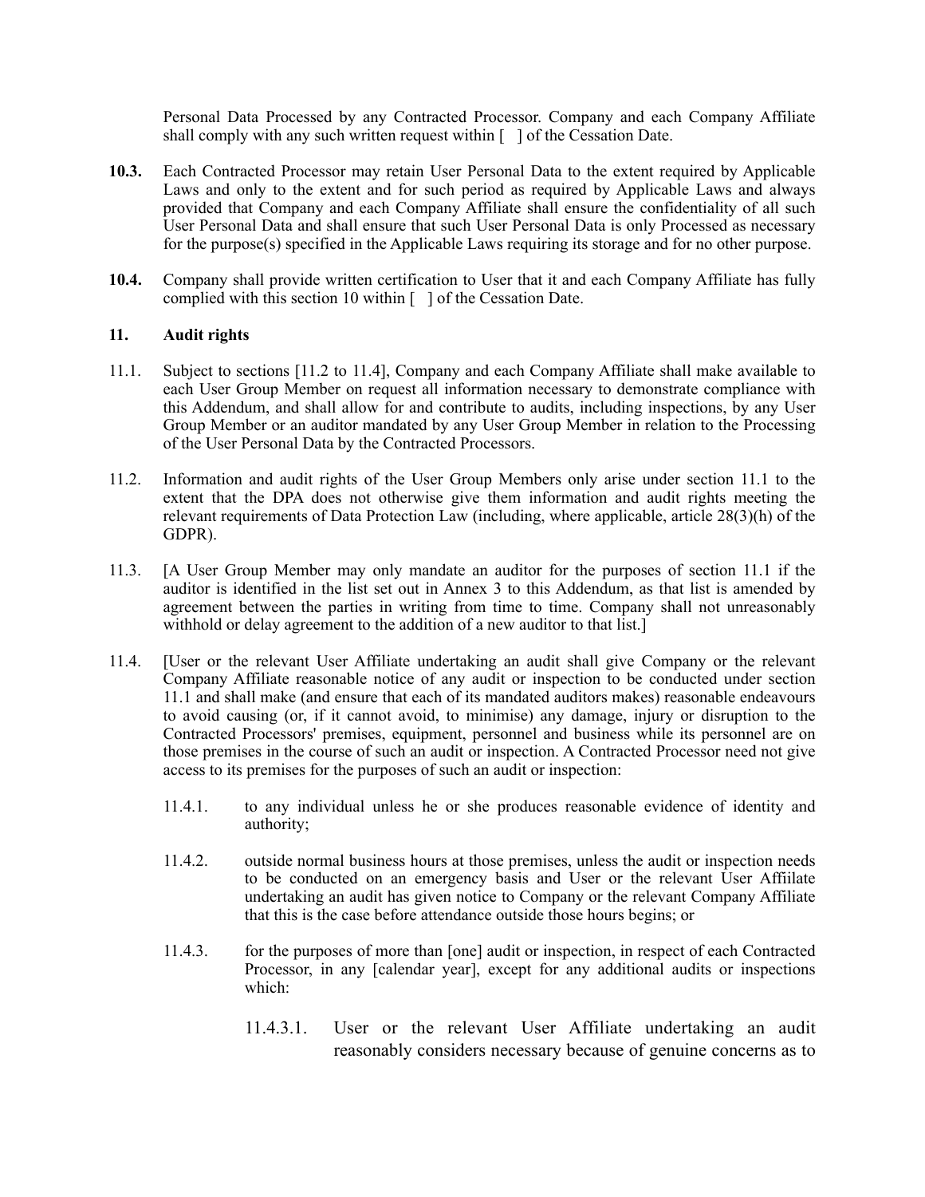Personal Data Processed by any Contracted Processor. Company and each Company Affiliate shall comply with any such written request within [ ] of the Cessation Date.

**10.3.** Each Contracted Processor may retain User Personal Data to the extent required by Applicable Laws and only to the extent and for such period as required by Applicable Laws and always provided that Company and each Company Affiliate shall ensure the confidentiality of all such User Personal Data and shall ensure that such User Personal Data is only Processed as necessary for the purpose(s) specified in the Applicable Laws requiring its storage and for no other purpose.

**10.4.** Company shall provide written certification to User that it and each Company Affiliate has fully complied with this section 10 within [ ] of the Cessation Date.

**11. Audit rights**

11.1. Subject to sections [11.2 to 11.4], Company and each Company Affiliate shall make available to each User Group Member on request all information necessary to demonstrate compliance with this Addendum, and shall allow for and contribute to audits, including inspections, by any User Group Member or an auditor mandated by any User Group Member in relation to the Processing of the User Personal Data by the Contracted Processors.

11.2. Information and audit rights of the User Group Members only arise under section 11.1 to the extent that the DPA does not otherwise give them information and audit rights meeting the relevant requirements of Data Protection Law (including, where applicable, article 28(3)(h) of the GDPR).

11.3. [A User Group Member may only mandate an auditor for the purposes of section 11.1 if the auditor is identified in the list set out in Annex 3 to this Addendum, as that list is amended by agreement between the parties in writing from time to time. Company shall not unreasonably withhold or delay agreement to the addition of a new auditor to that list.]

11.4. [User or the relevant User Affiliate undertaking an audit shall give Company or the relevant Company Affiliate reasonable notice of any audit or inspection to be conducted under section 11.1 and shall make (and ensure that each of its mandated auditors makes) reasonable endeavours to avoid causing (or, if it cannot avoid, to minimise) any damage, injury or disruption to the Contracted Processors' premises, equipment, personnel and business while its personnel are on those premises in the course of such an audit or inspection. A Contracted Processor need not give access to its premises for the purposes of such an audit or inspection:

11.4.1. to any individual unless he or she produces reasonable evidence of identity and authority;

11.4.2. outside normal business hours at those premises, unless the audit or inspection needs to be conducted on an emergency basis and User or the relevant User Affiilate undertaking an audit has given notice to Company or the relevant Company Affiliate that this is the case before attendance outside those hours begins; or

11.4.3. for the purposes of more than [one] audit or inspection, in respect of each Contracted Processor, in any [calendar year], except for any additional audits or inspections which:

11.4.3.1. User or the relevant User Affiliate undertaking an audit reasonably considers necessary because of genuine concerns as to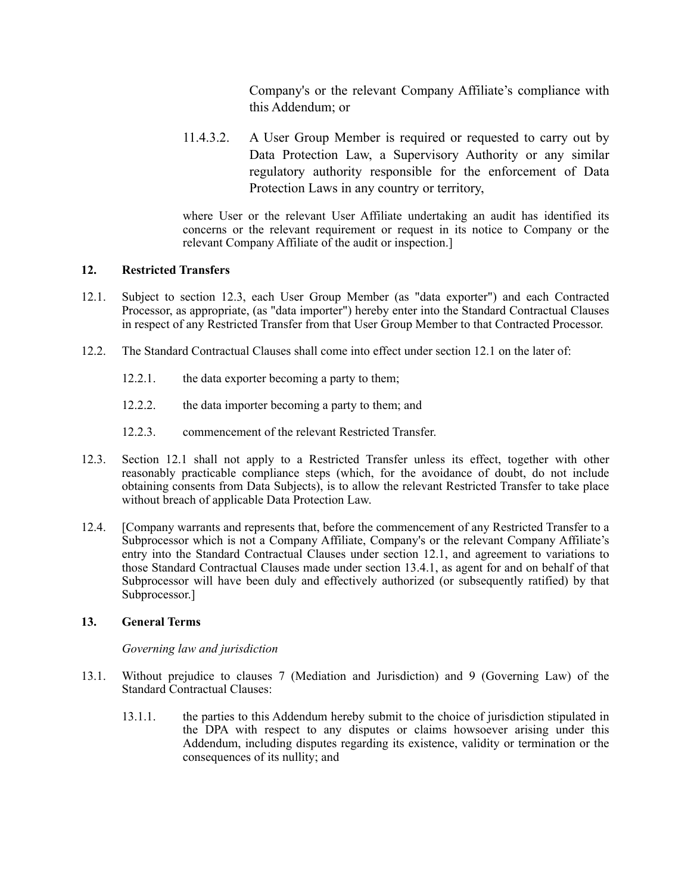Company's or the relevant Company Affiliate's compliance with this Addendum; or

11.4.3.2. A User Group Member is required or requested to carry out by Data Protection Law, a Supervisory Authority or any similar regulatory authority responsible for the enforcement of Data Protection Laws in any country or territory,

where User or the relevant User Affiliate undertaking an audit has identified its concerns or the relevant requirement or request in its notice to Company or the relevant Company Affiliate of the audit or inspection.]

## 12. Restricted Transfers

12.1. Subject to section 12.3, each User Group Member (as "data exporter") and each Contracted Processor, as appropriate, (as "data importer") hereby enter into the Standard Contractual Clauses in respect of any Restricted Transfer from that User Group Member to that Contracted Processor.

12.2. The Standard Contractual Clauses shall come into effect under section 12.1 on the later of:

12.2.1. the data exporter becoming a party to them;

12.2.2. the data importer becoming a party to them; and

12.2.3. commencement of the relevant Restricted Transfer.

12.3. Section 12.1 shall not apply to a Restricted Transfer unless its effect, together with other reasonably practicable compliance steps (which, for the avoidance of doubt, do not include obtaining consents from Data Subjects), is to allow the relevant Restricted Transfer to take place without breach of applicable Data Protection Law.

12.4. [Company warrants and represents that, before the commencement of any Restricted Transfer to a Subprocessor which is not a Company Affiliate, Company's or the relevant Company Affiliate's entry into the Standard Contractual Clauses under section 12.1, and agreement to variations to those Standard Contractual Clauses made under section 13.4.1, as agent for and on behalf of that Subprocessor will have been duly and effectively authorized (or subsequently ratified) by that Subprocessor.]

## 13. General Terms

*Governing law and jurisdiction*

13.1. Without prejudice to clauses 7 (Mediation and Jurisdiction) and 9 (Governing Law) of the Standard Contractual Clauses:

13.1.1. the parties to this Addendum hereby submit to the choice of jurisdiction stipulated in the DPA with respect to any disputes or claims howsoever arising under this Addendum, including disputes regarding its existence, validity or termination or the consequences of its nullity; and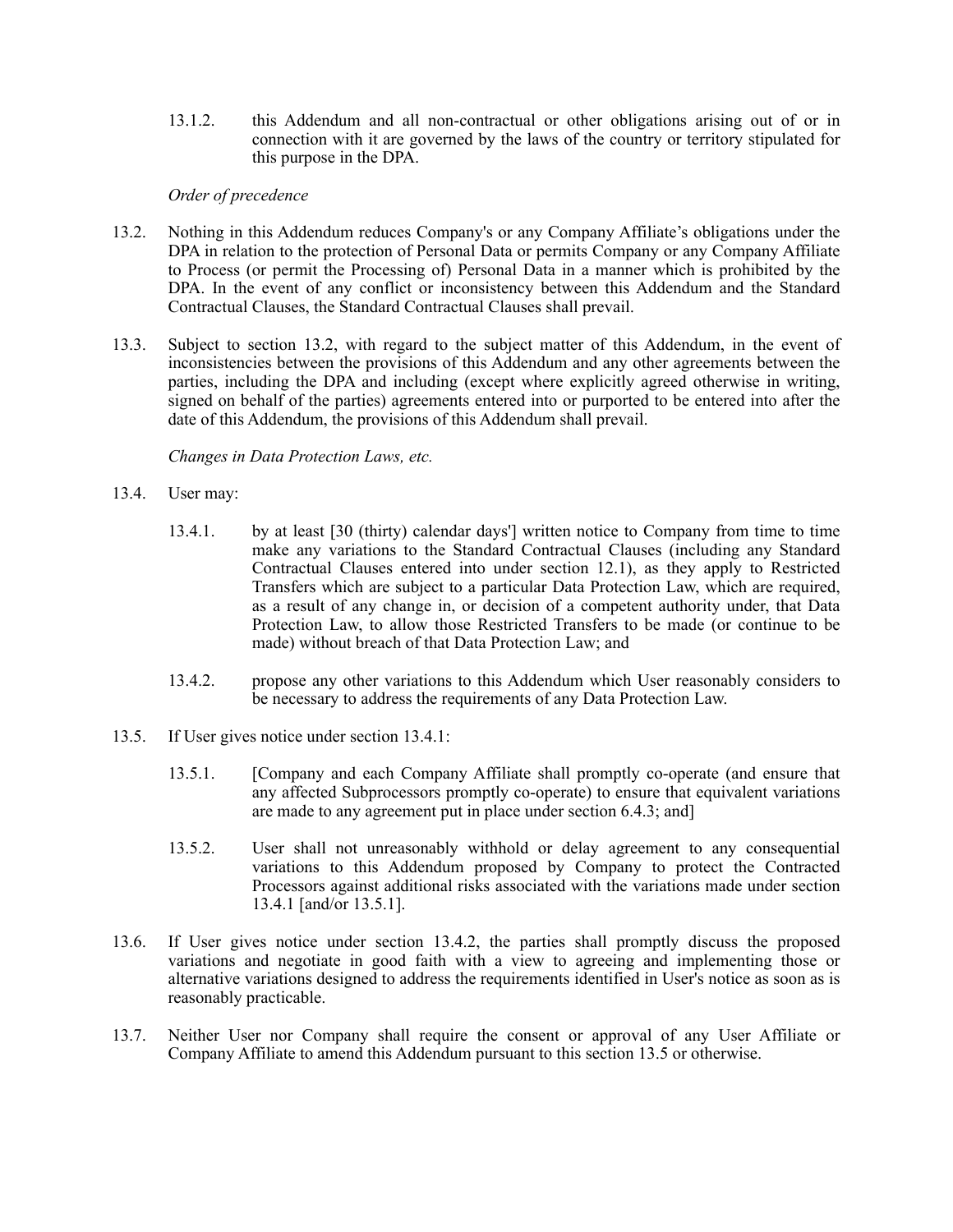13.1.2. this Addendum and all non-contractual or other obligations arising out of or in connection with it are governed by the laws of the country or territory stipulated for this purpose in the DPA.

*Order of precedence*

13.2. Nothing in this Addendum reduces Company's or any Company Affiliate's obligations under the DPA in relation to the protection of Personal Data or permits Company or any Company Affiliate to Process (or permit the Processing of) Personal Data in a manner which is prohibited by the DPA. In the event of any conflict or inconsistency between this Addendum and the Standard Contractual Clauses, the Standard Contractual Clauses shall prevail.

13.3. Subject to section 13.2, with regard to the subject matter of this Addendum, in the event of inconsistencies between the provisions of this Addendum and any other agreements between the parties, including the DPA and including (except where explicitly agreed otherwise in writing, signed on behalf of the parties) agreements entered into or purported to be entered into after the date of this Addendum, the provisions of this Addendum shall prevail.

*Changes in Data Protection Laws, etc.*

13.4. User may:

13.4.1. by at least [30 (thirty) calendar days'] written notice to Company from time to time make any variations to the Standard Contractual Clauses (including any Standard Contractual Clauses entered into under section 12.1), as they apply to Restricted Transfers which are subject to a particular Data Protection Law, which are required, as a result of any change in, or decision of a competent authority under, that Data Protection Law, to allow those Restricted Transfers to be made (or continue to be made) without breach of that Data Protection Law; and

13.4.2. propose any other variations to this Addendum which User reasonably considers to be necessary to address the requirements of any Data Protection Law.

13.5. If User gives notice under section 13.4.1:

13.5.1. [Company and each Company Affiliate shall promptly co-operate (and ensure that any affected Subprocessors promptly co-operate) to ensure that equivalent variations are made to any agreement put in place under section 6.4.3; and]

13.5.2. User shall not unreasonably withhold or delay agreement to any consequential variations to this Addendum proposed by Company to protect the Contracted Processors against additional risks associated with the variations made under section 13.4.1 [and/or 13.5.1].

13.6. If User gives notice under section 13.4.2, the parties shall promptly discuss the proposed variations and negotiate in good faith with a view to agreeing and implementing those or alternative variations designed to address the requirements identified in User's notice as soon as is reasonably practicable.

13.7. Neither User nor Company shall require the consent or approval of any User Affiliate or Company Affiliate to amend this Addendum pursuant to this section 13.5 or otherwise.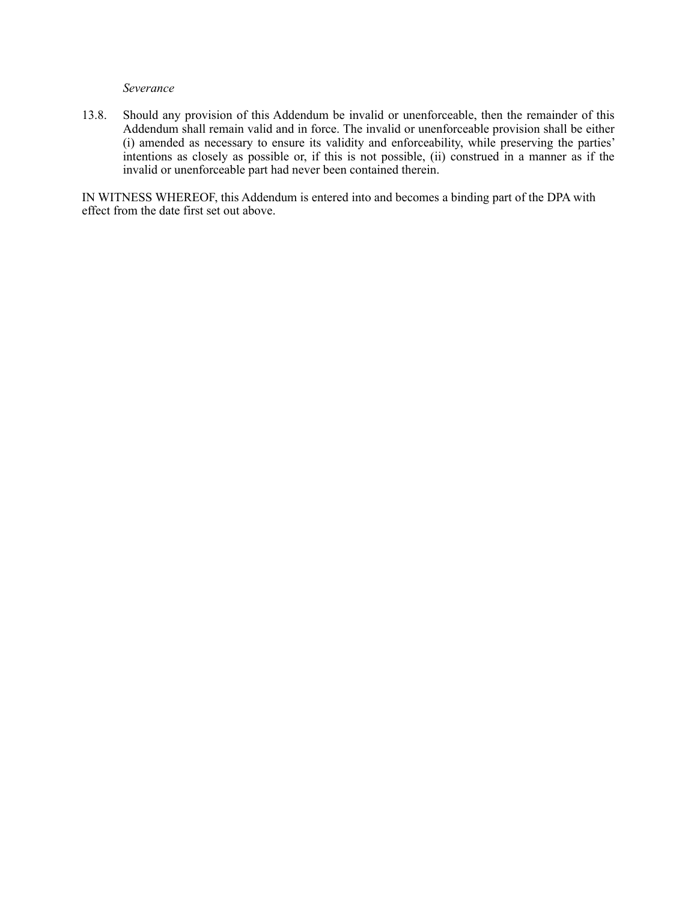*Severance*

13.8. Should any provision of this Addendum be invalid or unenforceable, then the remainder of this Addendum shall remain valid and in force. The invalid or unenforceable provision shall be either (i) amended as necessary to ensure its validity and enforceability, while preserving the parties' intentions as closely as possible or, if this is not possible, (ii) construed in a manner as if the invalid or unenforceable part had never been contained therein.

IN WITNESS WHEREOF, this Addendum is entered into and becomes a binding part of the DPA with effect from the date first set out above.